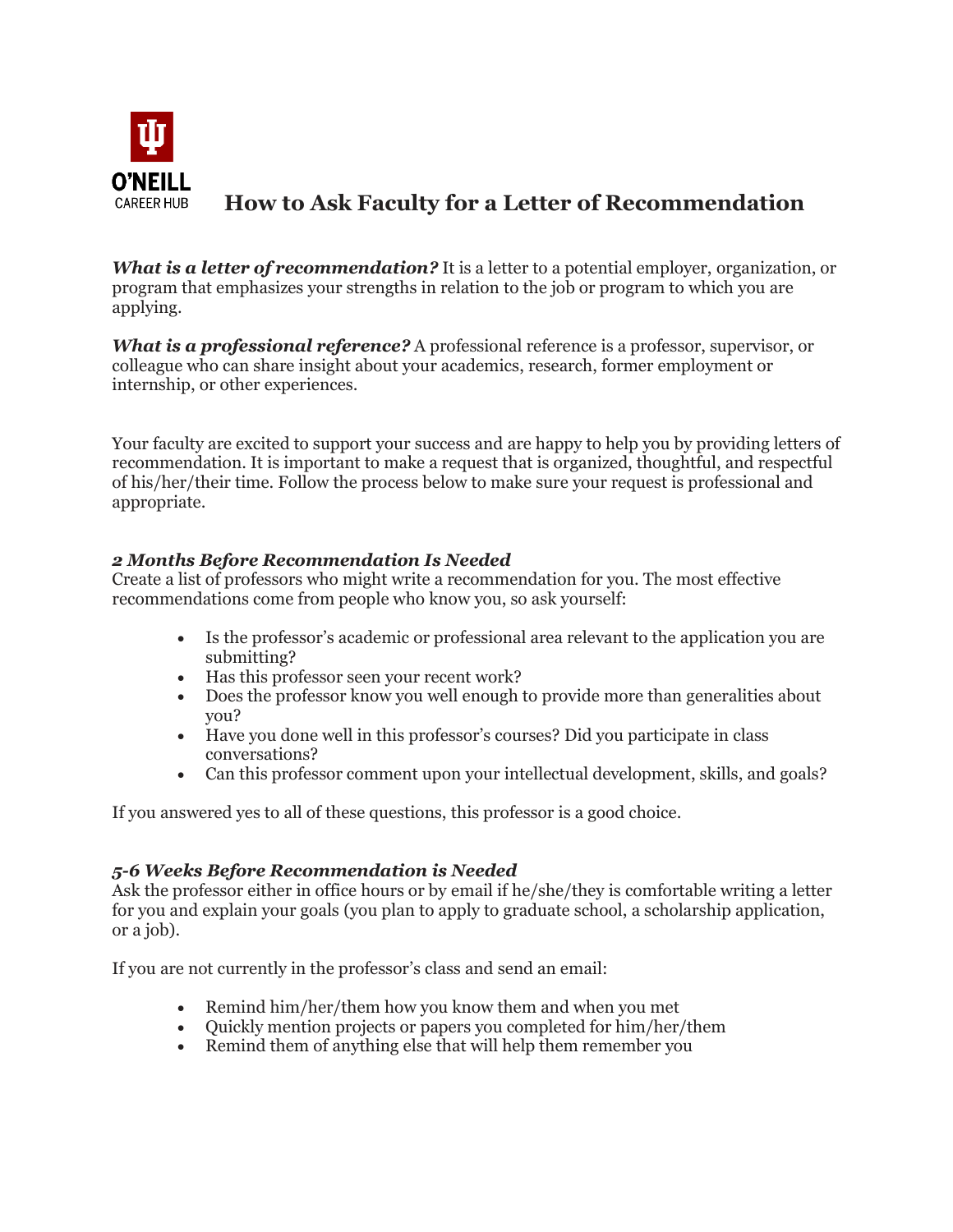O'NEILL CAREER HUB

# How to Ask Faculty for a Letter of Recommendation

***What is a letter of recommendation?*** It is a letter to a potential employer, organization, or program that emphasizes your strengths in relation to the job or program to which you are applying.

***What is a professional reference?*** A professional reference is a professor, supervisor, or colleague who can share insight about your academics, research, former employment or internship, or other experiences.

Your faculty are excited to support your success and are happy to help you by providing letters of recommendation. It is important to make a request that is organized, thoughtful, and respectful of his/her/their time. Follow the process below to make sure your request is professional and appropriate.

### ***2 Months Before Recommendation Is Needed***

Create a list of professors who might write a recommendation for you. The most effective recommendations come from people who know you, so ask yourself:

- Is the professor's academic or professional area relevant to the application you are submitting?
- Has this professor seen your recent work?
- Does the professor know you well enough to provide more than generalities about you?
- Have you done well in this professor's courses? Did you participate in class conversations?
- Can this professor comment upon your intellectual development, skills, and goals?

If you answered yes to all of these questions, this professor is a good choice.

### ***5-6 Weeks Before Recommendation is Needed***

Ask the professor either in office hours or by email if he/she/they is comfortable writing a letter for you and explain your goals (you plan to apply to graduate school, a scholarship application, or a job).

If you are not currently in the professor's class and send an email:

- Remind him/her/them how you know them and when you met
- Quickly mention projects or papers you completed for him/her/them
- Remind them of anything else that will help them remember you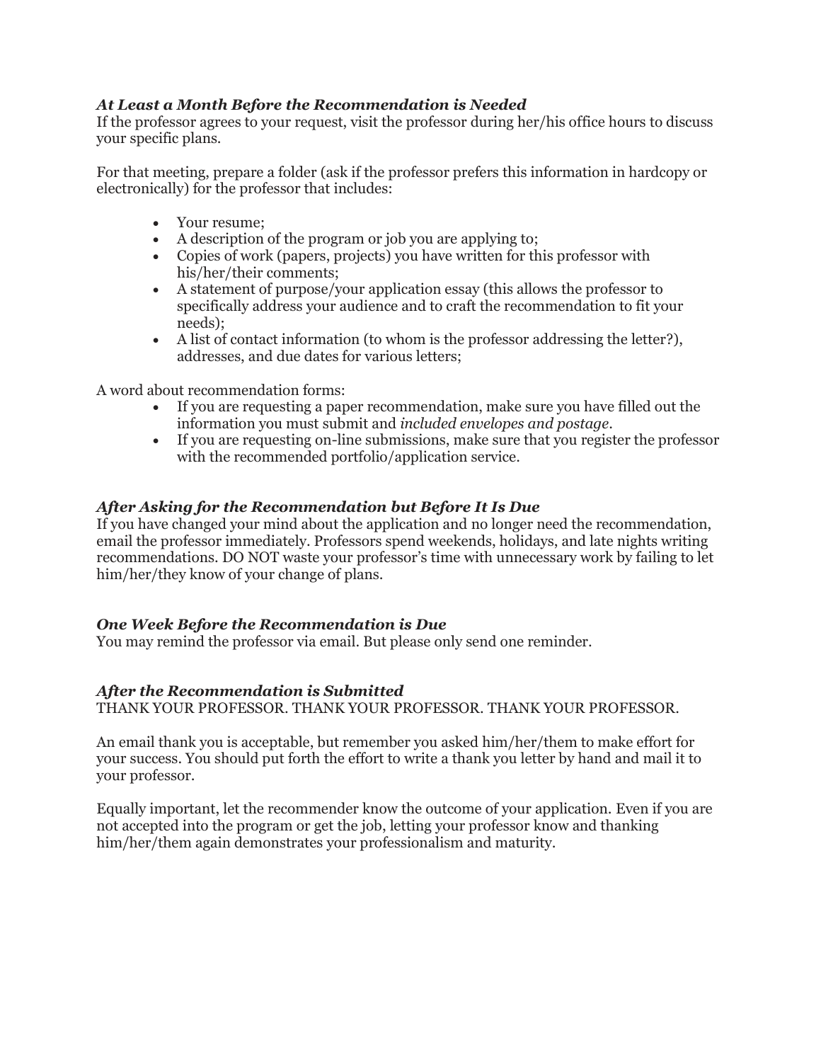### *At Least a Month Before the Recommendation is Needed*

If the professor agrees to your request, visit the professor during her/his office hours to discuss your specific plans.

For that meeting, prepare a folder (ask if the professor prefers this information in hardcopy or electronically) for the professor that includes:

- Your resume;
- A description of the program or job you are applying to;
- Copies of work (papers, projects) you have written for this professor with his/her/their comments;
- A statement of purpose/your application essay (this allows the professor to specifically address your audience and to craft the recommendation to fit your needs);
- A list of contact information (to whom is the professor addressing the letter?), addresses, and due dates for various letters;

A word about recommendation forms:

- If you are requesting a paper recommendation, make sure you have filled out the information you must submit and *included envelopes and postage*.
- If you are requesting on-line submissions, make sure that you register the professor with the recommended portfolio/application service.

### *After Asking for the Recommendation but Before It Is Due*

If you have changed your mind about the application and no longer need the recommendation, email the professor immediately. Professors spend weekends, holidays, and late nights writing recommendations. DO NOT waste your professor's time with unnecessary work by failing to let him/her/they know of your change of plans.

### *One Week Before the Recommendation is Due*

You may remind the professor via email. But please only send one reminder.

### *After the Recommendation is Submitted*

THANK YOUR PROFESSOR. THANK YOUR PROFESSOR. THANK YOUR PROFESSOR.

An email thank you is acceptable, but remember you asked him/her/them to make effort for your success. You should put forth the effort to write a thank you letter by hand and mail it to your professor.

Equally important, let the recommender know the outcome of your application. Even if you are not accepted into the program or get the job, letting your professor know and thanking him/her/them again demonstrates your professionalism and maturity.